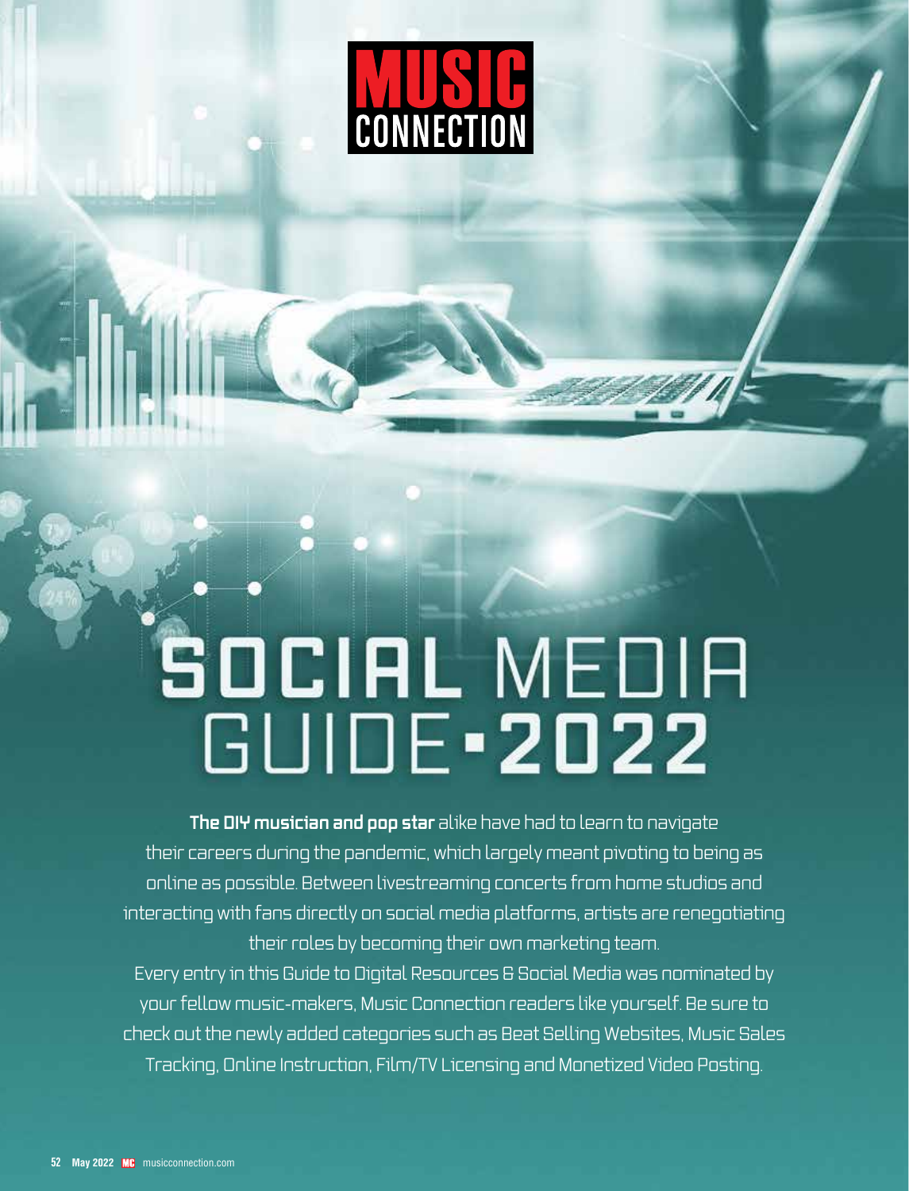# SOCIAL MEDIA GUIDE • 2022

**The DIY musician and pop star** alike have had to learn to navigate their careers during the pandemic, which largely meant pivoting to being as online as possible. Between livestreaming concerts from home studios and interacting with fans directly on social media platforms, artists are renegotiating their roles by becoming their own marketing team.

Every entry in this Guide to Digital Resources & Social Media was nominated by your fellow music-makers, Music Connection readers like yourself. Be sure to check out the newly added categories such as Beat Selling Websites, Music Sales Tracking, Online Instruction, Film/TV Licensing and Monetized Video Posting.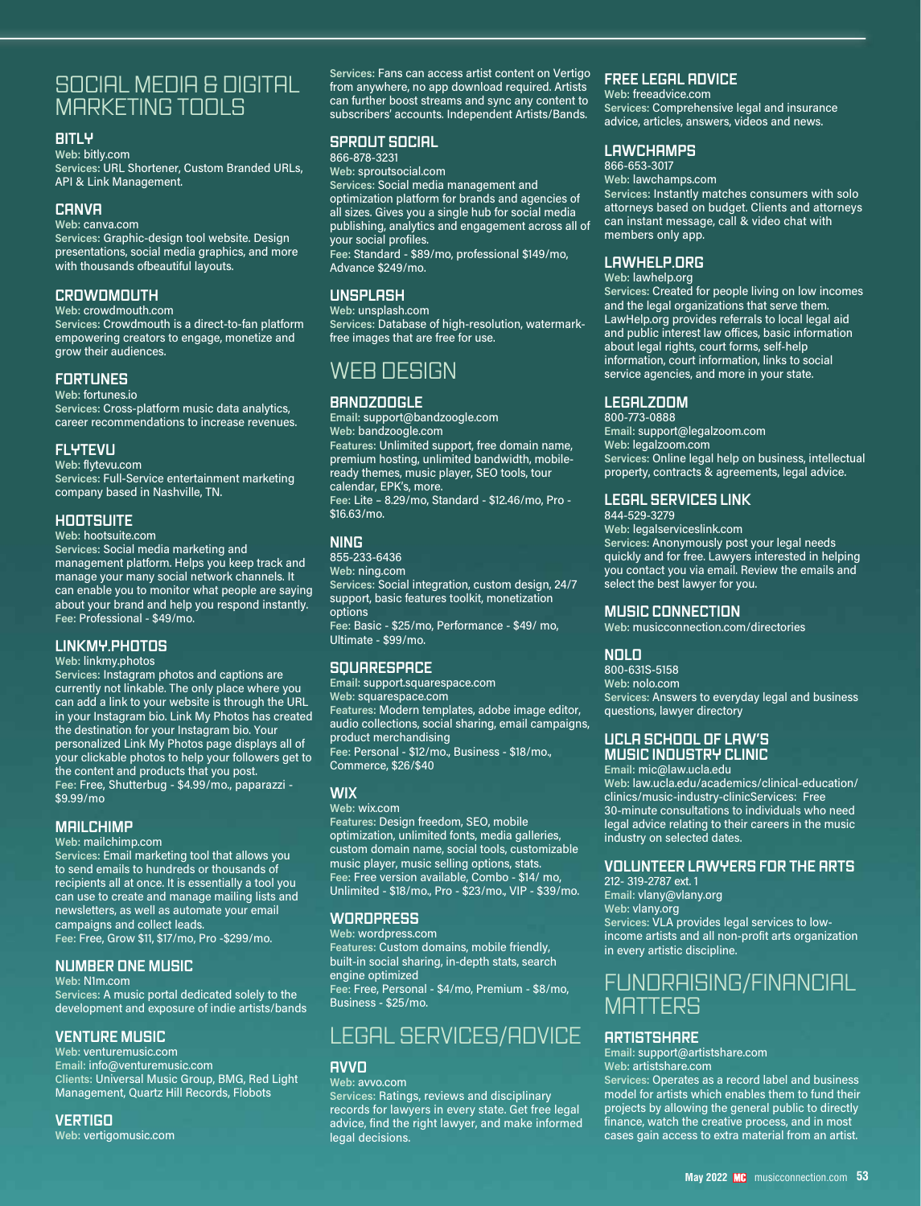# SOCIAL MEDIA & DIGITAL MARKETING TOOLS

### BITLY
**Web:** bitly.com
**Services:** URL Shortener, Custom Branded URLs, API & Link Management.

### CANVA
**Web:** canva.com
**Services:** Graphic-design tool website. Design presentations, social media graphics, and more with thousands ofbeautiful layouts.

### CROWDMOUTH
**Web:** crowdmouth.com
**Services:** Crowdmouth is a direct-to-fan platform empowering creators to engage, monetize and grow their audiences.

### FORTUNES
**Web:** fortunes.io
**Services:** Cross-platform music data analytics, career recommendations to increase revenues.

### FLYTEVU
**Web:** flytevu.com
**Services:** Full-Service entertainment marketing company based in Nashville, TN.

### HOOTSUITE
**Web:** hootsuite.com
**Services:** Social media marketing and management platform. Helps you keep track and manage your many social network channels. It can enable you to monitor what people are saying about your brand and help you respond instantly.
**Fee:** Professional - $49/mo.

### LINKMY.PHOTOS
**Web:** linkmy.photos
**Services:** Instagram photos and captions are currently not linkable. The only place where you can add a link to your website is through the URL in your Instagram bio. Link My Photos has created the destination for your Instagram bio. Your personalized Link My Photos page displays all of your clickable photos to help your followers get to the content and products that you post.
**Fee:** Free, Shutterbug - $4.99/mo., paparazzi - $9.99/mo

### MAILCHIMP
**Web:** mailchimp.com
**Services:** Email marketing tool that allows you to send emails to hundreds or thousands of recipients all at once. It is essentially a tool you can use to create and manage mailing lists and newsletters, as well as automate your email campaigns and collect leads.
**Fee:** Free, Grow $11, $17/mo, Pro -$299/mo.

### NUMBER ONE MUSIC
**Web:** N1m.com
**Services:** A music portal dedicated solely to the development and exposure of indie artists/bands

### VENTURE MUSIC
**Web:** venturemusic.com
**Email:** info@venturemusic.com
**Clients:** Universal Music Group, BMG, Red Light Management, Quartz Hill Records, Flobots

### VERTIGO
**Web:** vertigomusic.com
**Services:** Fans can access artist content on Vertigo from anywhere, no app download required. Artists can further boost streams and sync any content to subscribers' accounts. Independent Artists/Bands.

### SPROUT SOCIAL
866-878-3231
**Web:** sproutsocial.com
**Services:** Social media management and optimization platform for brands and agencies of all sizes. Gives you a single hub for social media publishing, analytics and engagement across all of your social profiles.
**Fee:** Standard - $89/mo, professional $149/mo, Advance $249/mo.

### UNSPLASH
**Web:** unsplash.com
**Services:** Database of high-resolution, watermark-free images that are free for use.

# WEB DESIGN

### BANDZOOGLE
**Email:** support@bandzoogle.com
**Web:** bandzoogle.com
**Features:** Unlimited support, free domain name, premium hosting, unlimited bandwidth, mobile-ready themes, music player, SEO tools, tour calendar, EPK's, more.
**Fee:** Lite – 8.29/mo, Standard - $12.46/mo, Pro - $16.63/mo.

### NING
855-233-6436
**Web:** ning.com
**Services:** Social integration, custom design, 24/7 support, basic features toolkit, monetization options
**Fee:** Basic - $25/mo, Performance - $49/ mo, Ultimate - $99/mo.

### SQUARESPACE
**Email:** support.squarespace.com
**Web:** squarespace.com
**Features:** Modern templates, adobe image editor, audio collections, social sharing, email campaigns, product merchandising
**Fee:** Personal - $12/mo., Business - $18/mo., Commerce, $26/$40

### WIX
**Web:** wix.com
**Features:** Design freedom, SEO, mobile optimization, unlimited fonts, media galleries, custom domain name, social tools, customizable music player, music selling options, stats.
**Fee:** Free version available, Combo - $14/ mo, Unlimited - $18/mo., Pro - $23/mo., VIP - $39/mo.

### WORDPRESS
**Web:** wordpress.com
**Features:** Custom domains, mobile friendly, built-in social sharing, in-depth stats, search engine optimized
**Fee:** Free, Personal - $4/mo, Premium - $8/mo, Business - $25/mo.

# LEGAL SERVICES/ADVICE

### AVVO
**Web:** avvo.com
**Services:** Ratings, reviews and disciplinary records for lawyers in every state. Get free legal advice, find the right lawyer, and make informed legal decisions.

### FREE LEGAL ADVICE
**Web:** freeadvice.com
**Services:** Comprehensive legal and insurance advice, articles, answers, videos and news.

### LAWCHAMPS
866-653-3017
**Web:** lawchamps.com
**Services:** Instantly matches consumers with solo attorneys based on budget. Clients and attorneys can instant message, call & video chat with members only app.

### LAWHELP.ORG
**Web:** lawhelp.org
**Services:** Created for people living on low incomes and the legal organizations that serve them. LawHelp.org provides referrals to local legal aid and public interest law offices, basic information about legal rights, court forms, self-help information, court information, links to social service agencies, and more in your state.

### LEGALZOOM
800-773-0888
**Email:** support@legalzoom.com
**Web:** legalzoom.com
**Services:** Online legal help on business, intellectual property, contracts & agreements, legal advice.

### LEGAL SERVICES LINK
844-529-3279
**Web:** legalserviceslink.com
**Services:** Anonymously post your legal needs quickly and for free. Lawyers interested in helping you contact you via email. Review the emails and select the best lawyer for you.

### MUSIC CONNECTION
**Web:** musicconnection.com/directories

### NOLO
800-631S-5158
**Web:** nolo.com
**Services:** Answers to everyday legal and business questions, lawyer directory

### UCLA SCHOOL OF LAW'S MUSIC INDUSTRY CLINIC
**Email:** mic@law.ucla.edu
**Web:** law.ucla.edu/academics/clinical-education/clinics/music-industry-clinicServices: Free 30-minute consultations to individuals who need legal advice relating to their careers in the music industry on selected dates.

### VOLUNTEER LAWYERS FOR THE ARTS
212- 319-2787 ext. 1
**Email:** vlany@vlany.org
**Web:** vlany.org
**Services:** VLA provides legal services to low-income artists and all non-profit arts organization in every artistic discipline.

# FUNDRAISING/FINANCIAL MATTERS

### ARTISTSHARE
**Email:** support@artistshare.com
**Web:** artistshare.com
**Services:** Operates as a record label and business model for artists which enables them to fund their projects by allowing the general public to directly finance, watch the creative process, and in most cases gain access to extra material from an artist.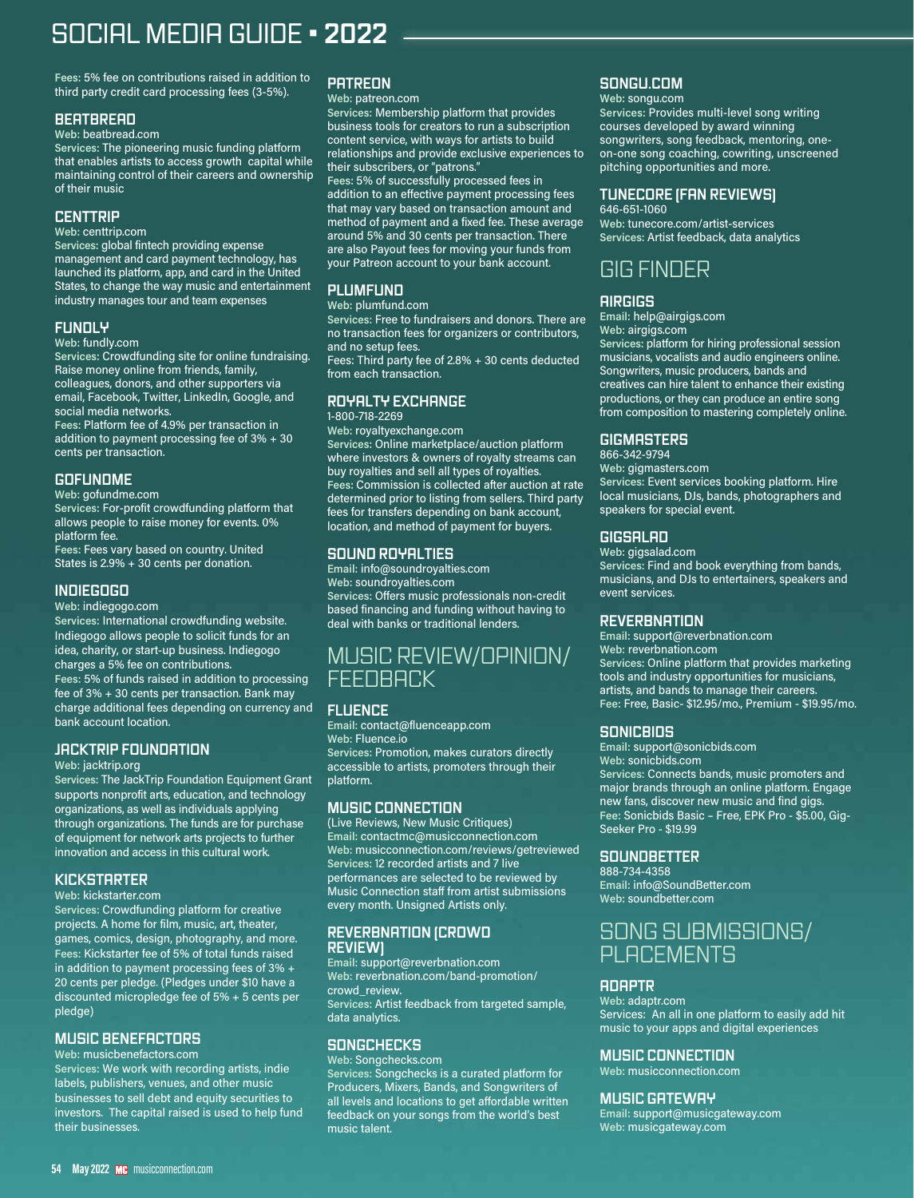Fees: 5% fee on contributions raised in addition to third party credit card processing fees (3-5%).

### BEATBREAD
Web: beatbread.com
Services: The pioneering music funding platform that enables artists to access growth capital while maintaining control of their careers and ownership of their music

### CENTTRIP
Web: centtrip.com
Services: global fintech providing expense management and card payment technology, has launched its platform, app, and card in the United States, to change the way music and entertainment industry manages tour and team expenses

### FUNDLY
Web: fundly.com
Services: Crowdfunding site for online fundraising. Raise money online from friends, family, colleagues, donors, and other supporters via email, Facebook, Twitter, LinkedIn, Google, and social media networks.
Fees: Platform fee of 4.9% per transaction in addition to payment processing fee of 3% + 30 cents per transaction.

### GOFUNDME
Web: gofundme.com
Services: For-profit crowdfunding platform that allows people to raise money for events. 0% platform fee.
Fees: Fees vary based on country. United States is 2.9% + 30 cents per donation.

### INDIEGOGO
Web: indiegogo.com
Services: International crowdfunding website. Indiegogo allows people to solicit funds for an idea, charity, or start-up business. Indiegogo charges a 5% fee on contributions.
Fees: 5% of funds raised in addition to processing fee of 3% + 30 cents per transaction. Bank may charge additional fees depending on currency and bank account location.

### JACKTRIP FOUNDATION
Web: jacktrip.org
Services: The JackTrip Foundation Equipment Grant supports nonprofit arts, education, and technology organizations, as well as individuals applying through organizations. The funds are for purchase of equipment for network arts projects to further innovation and access in this cultural work.

### KICKSTARTER
Web: kickstarter.com
Services: Crowdfunding platform for creative projects. A home for film, music, art, theater, games, comics, design, photography, and more.
Fees: Kickstarter fee of 5% of total funds raised in addition to payment processing fees of 3% + 20 cents per pledge. (Pledges under $10 have a discounted micropledge fee of 5% + 5 cents per pledge)

### MUSIC BENEFACTORS
Web: musicbenefactors.com
Services: We work with recording artists, indie labels, publishers, venues, and other music businesses to sell debt and equity securities to investors. The capital raised is used to help fund their businesses.

### PATREON
Web: patreon.com
Services: Membership platform that provides business tools for creators to run a subscription content service, with ways for artists to build relationships and provide exclusive experiences to their subscribers, or "patrons."
Fees: 5% of successfully processed fees in addition to an effective payment processing fees that may vary based on transaction amount and method of payment and a fixed fee. These average around 5% and 30 cents per transaction. There are also Payout fees for moving your funds from your Patreon account to your bank account.

### PLUMFUND
Web: plumfund.com
Services: Free to fundraisers and donors. There are no transaction fees for organizers or contributors, and no setup fees.
Fees: Third party fee of 2.8% + 30 cents deducted from each transaction.

### ROYALTY EXCHANGE
1-800-718-2269
Web: royaltyexchange.com
Services: Online marketplace/auction platform where investors & owners of royalty streams can buy royalties and sell all types of royalties.
Fees: Commission is collected after auction at rate determined prior to listing from sellers. Third party fees for transfers depending on bank account, location, and method of payment for buyers.

### SOUND ROYALTIES
Email: info@soundroyalties.com
Web: soundroyalties.com
Services: Offers music professionals non-credit based financing and funding without having to deal with banks or traditional lenders.

## MUSIC REVIEW/OPINION/ FEEDBACK

### FLUENCE
Email: contact@fluenceapp.com
Web: Fluence.io
Services: Promotion, makes curators directly accessible to artists, promoters through their platform.

### MUSIC CONNECTION
(Live Reviews, New Music Critiques)
Email: contactmc@musicconnection.com
Web: musicconnection.com/reviews/getreviewed
Services: 12 recorded artists and 7 live performances are selected to be reviewed by Music Connection staff from artist submissions every month. Unsigned Artists only.

### REVERBNATION (CROWD REVIEW)
Email: support@reverbnation.com
Web: reverbnation.com/band-promotion/crowd_review.
Services: Artist feedback from targeted sample, data analytics.

### SONGCHECKS
Web: Songchecks.com
Services: Songchecks is a curated platform for Producers, Mixers, Bands, and Songwriters of all levels and locations to get affordable written feedback on your songs from the world's best music talent.

### SONGU.COM
Web: songu.com
Services: Provides multi-level song writing courses developed by award winning songwriters, song feedback, mentoring, one-on-one song coaching, cowriting, unscreened pitching opportunities and more.

### TUNECORE (FAN REVIEWS)
646-651-1060
Web: tunecore.com/artist-services
Services: Artist feedback, data analytics

## GIG FINDER

### AIRGIGS
Email: help@airgigs.com
Web: airgigs.com
Services: platform for hiring professional session musicians, vocalists and audio engineers online. Songwriters, music producers, bands and creatives can hire talent to enhance their existing productions, or they can produce an entire song from composition to mastering completely online.

### GIGMASTERS
866-342-9794
Web: gigmasters.com
Services: Event services booking platform. Hire local musicians, DJs, bands, photographers and speakers for special event.

### GIGSALAD
Web: gigsalad.com
Services: Find and book everything from bands, musicians, and DJs to entertainers, speakers and event services.

### REVERBNATION
Email: support@reverbnation.com
Web: reverbnation.com
Services: Online platform that provides marketing tools and industry opportunities for musicians, artists, and bands to manage their careers.
Fee: Free, Basic- $12.95/mo., Premium - $19.95/mo.

### SONICBIDS
Email: support@sonicbids.com
Web: sonicbids.com
Services: Connects bands, music promoters and major brands through an online platform. Engage new fans, discover new music and find gigs.
Fee: Sonicbids Basic – Free, EPK Pro - $5.00, Gig-Seeker Pro - $19.99

### SOUNDBETTER
888-734-4358
Email: info@SoundBetter.com
Web: soundbetter.com

## SONG SUBMISSIONS/ PLACEMENTS

### ADAPTR
Web: adaptr.com
Services: An all in one platform to easily add hit music to your apps and digital experiences

### MUSIC CONNECTION
Web: musicconnection.com

### MUSIC GATEWAY
Email: support@musicgateway.com
Web: musicgateway.com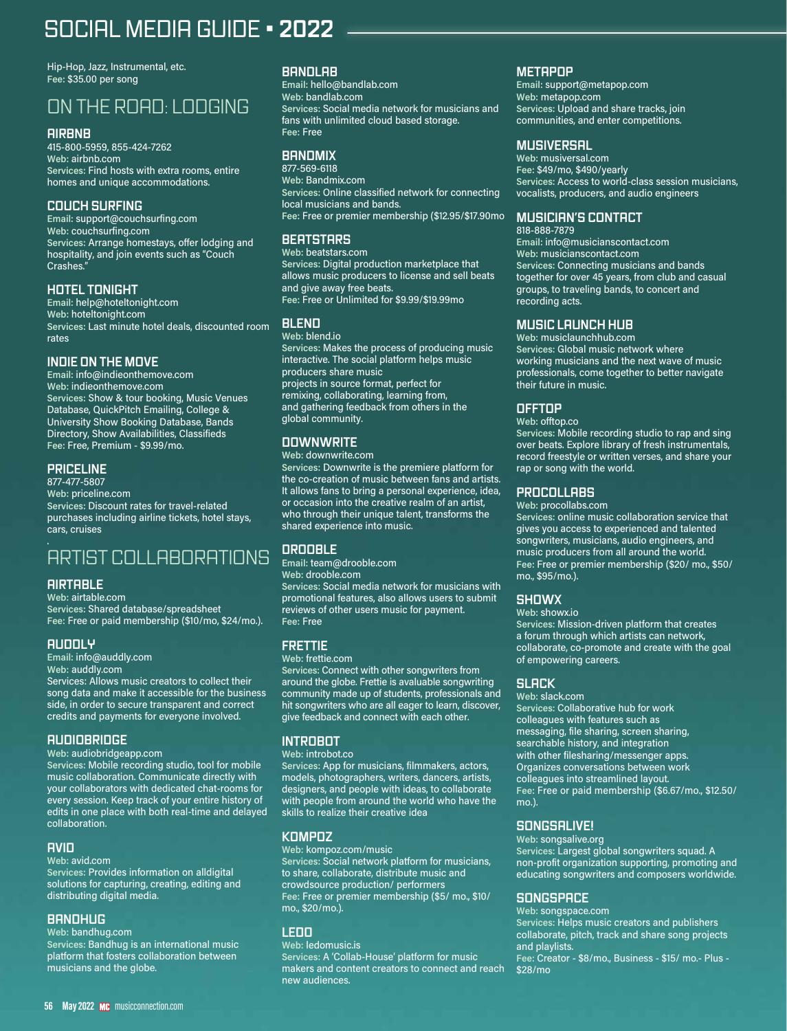Hip-Hop, Jazz, Instrumental, etc.
**Fee:** $35.00 per song

## ON THE ROAD: LODGING

### AIRBNB

415-800-5959, 855-424-7262
**Web:** airbnb.com
**Services:** Find hosts with extra rooms, entire homes and unique accommodations.

### COUCH SURFING

**Email:** support@couchsurfing.com
**Web:** couchsurfing.com
**Services:** Arrange homestays, offer lodging and hospitality, and join events such as "Couch Crashes."

### HOTEL TONIGHT

**Email:** help@hoteltonight.com
**Web:** hoteltonight.com
**Services:** Last minute hotel deals, discounted room rates

### INDIE ON THE MOVE

**Email:** info@indieonthemove.com
**Web:** indieonthemove.com
**Services:** Show & tour booking, Music Venues Database, QuickPitch Emailing, College & University Show Booking Database, Bands Directory, Show Availabilities, Classifieds
**Fee:** Free, Premium - $9.99/mo.

### PRICELINE

877-477-5807
**Web:** priceline.com
**Services:** Discount rates for travel-related purchases including airline tickets, hotel stays, cars, cruises

## ARTIST COLLABORATIONS

### AIRTABLE

**Web:** airtable.com
**Services:** Shared database/spreadsheet
**Fee:** Free or paid membership ($10/mo, $24/mo.).

### AUDDLY

**Email:** info@auddly.com
**Web:** auddly.com
Services: Allows music creators to collect their song data and make it accessible for the business side, in order to secure transparent and correct credits and payments for everyone involved.

### AUDIOBRIDGE

**Web:** audiobridgeapp.com
**Services:** Mobile recording studio, tool for mobile music collaboration. Communicate directly with your collaborators with dedicated chat-rooms for every session. Keep track of your entire history of edits in one place with both real-time and delayed collaboration.

### AVID

**Web:** avid.com
**Services:** Provides information on alldigital solutions for capturing, creating, editing and distributing digital media.

### BANDHUG

**Web:** bandhug.com
**Services:** Bandhug is an international music platform that fosters collaboration between musicians and the globe.

### BANDLAB

**Email:** hello@bandlab.com
**Web:** bandlab.com
**Services:** Social media network for musicians and fans with unlimited cloud based storage.
**Fee:** Free

### BANDMIX

877-569-6118
**Web:** Bandmix.com
**Services:** Online classified network for connecting local musicians and bands.
**Fee:** Free or premier membership ($12.95/$17.90mo

### BEATSTARS

**Web:** beatstars.com
**Services:** Digital production marketplace that allows music producers to license and sell beats and give away free beats.
**Fee:** Free or Unlimited for $9.99/$19.99mo

### BLEND

**Web:** blend.io
**Services:** Makes the process of producing music interactive. The social platform helps music producers share music projects in source format, perfect for remixing, collaborating, learning from, and gathering feedback from others in the global community.

### DOWNWRITE

**Web:** downwrite.com
**Services:** Downwrite is the premiere platform for the co-creation of music between fans and artists. It allows fans to bring a personal experience, idea, or occasion into the creative realm of an artist, who through their unique talent, transforms the shared experience into music.

### DROOBLE

**Email:** team@drooble.com
**Web:** drooble.com
**Services:** Social media network for musicians with promotional features, also allows users to submit reviews of other users music for payment.
**Fee:** Free

### FRETTIE

**Web:** frettie.com
**Services:** Connect with other songwriters from around the globe. Frettie is avaluable songwriting community made up of students, professionals and hit songwriters who are all eager to learn, discover, give feedback and connect with each other.

### INTROBOT

**Web:** introbot.co
**Services:** App for musicians, filmmakers, actors, models, photographers, writers, dancers, artists, designers, and people with ideas, to collaborate with people from around the world who have the skills to realize their creative idea

### KOMPOZ

**Web:** kompoz.com/music
**Services:** Social network platform for musicians, to share, collaborate, distribute music and crowdsource production/ performers
**Fee:** Free or premier membership ($5/ mo., $10/ mo., $20/mo.).

### LEDO

**Web:** ledomusic.is
**Services:** A 'Collab-House' platform for music makers and content creators to connect and reach new audiences.

### METAPOP

**Email:** support@metapop.com
**Web:** metapop.com
**Services:** Upload and share tracks, join communities, and enter competitions.

### MUSIVERSAL

**Web:** musiversal.com
**Fee:** $49/mo, $490/yearly
**Services:** Access to world-class session musicians, vocalists, producers, and audio engineers

### MUSICIAN'S CONTACT

818-888-7879
**Email:** info@musicianscontact.com
**Web:** musicianscontact.com
**Services:** Connecting musicians and bands together for over 45 years, from club and casual groups, to traveling bands, to concert and recording acts.

### MUSIC LAUNCH HUB

**Web:** musiclaunchhub.com
**Services:** Global music network where working musicians and the next wave of music professionals, come together to better navigate their future in music.

### OFFTOP

**Web:** offtop.co
**Services:** Mobile recording studio to rap and sing over beats. Explore library of fresh instrumentals, record freestyle or written verses, and share your rap or song with the world.

### PROCOLLABS

**Web:** procollabs.com
**Services:** online music collaboration service that gives you access to experienced and talented songwriters, musicians, audio engineers, and music producers from all around the world.
**Fee:** Free or premier membership ($20/ mo., $50/ mo., $95/mo.).

### SHOWX

**Web:** showx.io
**Services:** Mission-driven platform that creates a forum through which artists can network, collaborate, co-promote and create with the goal of empowering careers.

### SLACK

**Web:** slack.com
**Services:** Collaborative hub for work colleagues with features such as messaging, file sharing, screen sharing, searchable history, and integration with other filesharing/messenger apps. Organizes conversations between work colleagues into streamlined layout.
**Fee:** Free or paid membership ($6.67/mo., $12.50/ mo.).

### SONGSALIVE!

**Web:** songsalive.org
**Services:** Largest global songwriters squad. A non-profit organization supporting, promoting and educating songwriters and composers worldwide.

### SONGSPACE

**Web:** songspace.com
**Services:** Helps music creators and publishers collaborate, pitch, track and share song projects and playlists.
**Fee:** Creator - $8/mo., Business - $15/ mo.- Plus - $28/mo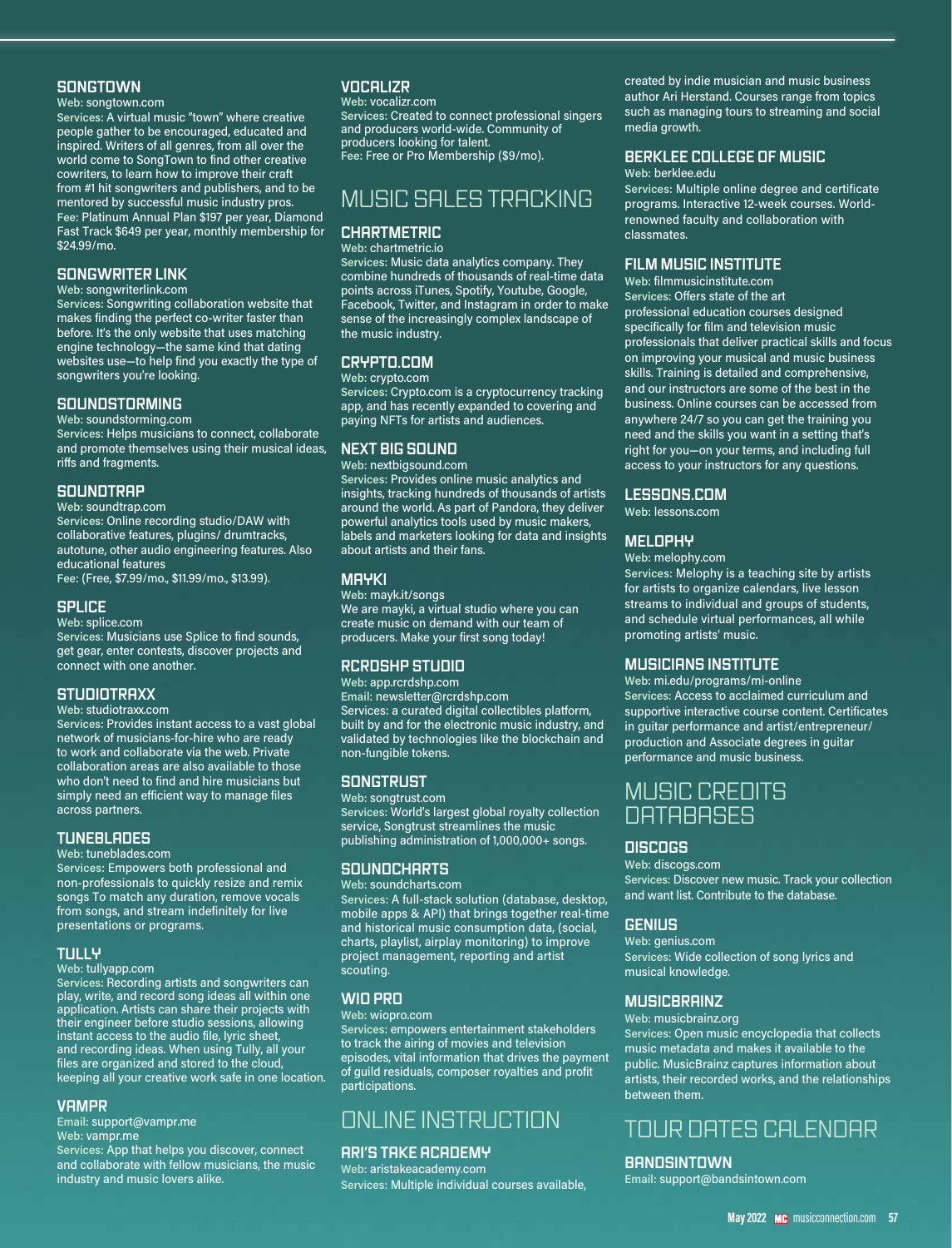### SONGTOWN

**Web:** songtown.com

**Services:** A virtual music "town" where creative people gather to be encouraged, educated and inspired. Writers of all genres, from all over the world come to SongTown to find other creative cowriters, to learn how to improve their craft from #1 hit songwriters and publishers, and to be mentored by successful music industry pros.

**Fee:** Platinum Annual Plan $197 per year, Diamond Fast Track $649 per year, monthly membership for $24.99/mo.

### SONGWRITER LINK

**Web:** songwriterlink.com

**Services:** Songwriting collaboration website that makes finding the perfect co-writer faster than before. It's the only website that uses matching engine technology—the same kind that dating websites use—to help find you exactly the type of songwriters you're looking.

### SOUNDSTORMING

**Web:** soundstorming.com

**Services:** Helps musicians to connect, collaborate and promote themselves using their musical ideas, riffs and fragments.

### SOUNDTRAP

**Web:** soundtrap.com

**Services:** Online recording studio/DAW with collaborative features, plugins/ drumtracks, autotune, other audio engineering features. Also educational features

**Fee:** (Free, $7.99/mo., $11.99/mo., $13.99).

### SPLICE

**Web:** splice.com

**Services:** Musicians use Splice to find sounds, get gear, enter contests, discover projects and connect with one another.

### STUDIOTRAXX

**Web:** studiotraxx.com

**Services:** Provides instant access to a vast global network of musicians-for-hire who are ready to work and collaborate via the web. Private collaboration areas are also available to those who don't need to find and hire musicians but simply need an efficient way to manage files across partners.

### TUNEBLADES

**Web:** tuneblades.com

**Services:** Empowers both professional and non-professionals to quickly resize and remix songs To match any duration, remove vocals from songs, and stream indefinitely for live presentations or programs.

### TULLY

**Web:** tullyapp.com

**Services:** Recording artists and songwriters can play, write, and record song ideas all within one application. Artists can share their projects with their engineer before studio sessions, allowing instant access to the audio file, lyric sheet, and recording ideas. When using Tully, all your files are organized and stored to the cloud, keeping all your creative work safe in one location.

### VAMPR

**Email:** support@vampr.me

**Web:** vampr.me

**Services:** App that helps you discover, connect and collaborate with fellow musicians, the music industry and music lovers alike.

### VOCALIZR

**Web:** vocalizr.com

**Services:** Created to connect professional singers and producers world-wide. Community of producers looking for talent.

**Fee:** Free or Pro Membership ($9/mo).

## MUSIC SALES TRACKING

### CHARTMETRIC

**Web:** chartmetric.io

**Services:** Music data analytics company. They combine hundreds of thousands of real-time data points across iTunes, Spotify, Youtube, Google, Facebook, Twitter, and Instagram in order to make sense of the increasingly complex landscape of the music industry.

### CRYPTO.COM

**Web:** crypto.com

**Services:** Crypto.com is a cryptocurrency tracking app, and has recently expanded to covering and paying NFTs for artists and audiences.

### NEXT BIG SOUND

**Web:** nextbigsound.com

**Services:** Provides online music analytics and insights, tracking hundreds of thousands of artists around the world. As part of Pandora, they deliver powerful analytics tools used by music makers, labels and marketers looking for data and insights about artists and their fans.

### MAYKI

**Web:** mayk.it/songs

We are mayki, a virtual studio where you can create music on demand with our team of producers. Make your first song today!

### RCRDSHP STUDIO

**Web:** app.rcrdshp.com

**Email:** newsletter@rcrdshp.com

Services: a curated digital collectibles platform, built by and for the electronic music industry, and validated by technologies like the blockchain and non-fungible tokens.

### SONGTRUST

**Web:** songtrust.com

**Services:** World's largest global royalty collection service, Songtrust streamlines the music publishing administration of 1,000,000+ songs.

### SOUNDCHARTS

**Web:** soundcharts.com

**Services:** A full-stack solution (database, desktop, mobile apps & API) that brings together real-time and historical music consumption data, (social, charts, playlist, airplay monitoring) to improve project management, reporting and artist scouting.

### WIO PRO

**Web:** wiopro.com

**Services:** empowers entertainment stakeholders to track the airing of movies and television episodes, vital information that drives the payment of guild residuals, composer royalties and profit participations.

## ONLINE INSTRUCTION

### ARI'S TAKE ACADEMY

**Web:** aristakeacademy.com

**Services:** Multiple individual courses available, created by indie musician and music business author Ari Herstand. Courses range from topics such as managing tours to streaming and social media growth.

### BERKLEE COLLEGE OF MUSIC

**Web:** berklee.edu

**Services:** Multiple online degree and certificate programs. Interactive 12-week courses. World-renowned faculty and collaboration with classmates.

### FILM MUSIC INSTITUTE

**Web:** filmmusicinstitute.com

**Services:** Offers state of the art professional education courses designed specifically for film and television music professionals that deliver practical skills and focus on improving your musical and music business skills. Training is detailed and comprehensive, and our instructors are some of the best in the business. Online courses can be accessed from anywhere 24/7 so you can get the training you need and the skills you want in a setting that's right for you—on your terms, and including full access to your instructors for any questions.

### LESSONS.COM

**Web:** lessons.com

### MELOPHY

**Web:** melophy.com

**Services:** Melophy is a teaching site by artists for artists to organize calendars, live lesson streams to individual and groups of students, and schedule virtual performances, all while promoting artists' music.

### MUSICIANS INSTITUTE

**Web:** mi.edu/programs/mi-online

**Services:** Access to acclaimed curriculum and supportive interactive course content. Certificates in guitar performance and artist/entrepreneur/ production and Associate degrees in guitar performance and music business.

## MUSIC CREDITS DATABASES

### DISCOGS

**Web:** discogs.com

**Services:** Discover new music. Track your collection and want list. Contribute to the database.

### GENIUS

**Web:** genius.com

**Services:** Wide collection of song lyrics and musical knowledge.

### MUSICBRAINZ

**Web:** musicbrainz.org

**Services:** Open music encyclopedia that collects music metadata and makes it available to the public. MusicBrainz captures information about artists, their recorded works, and the relationships between them.

## TOUR DATES CALENDAR

### BANDSINTOWN

**Email:** support@bandsintown.com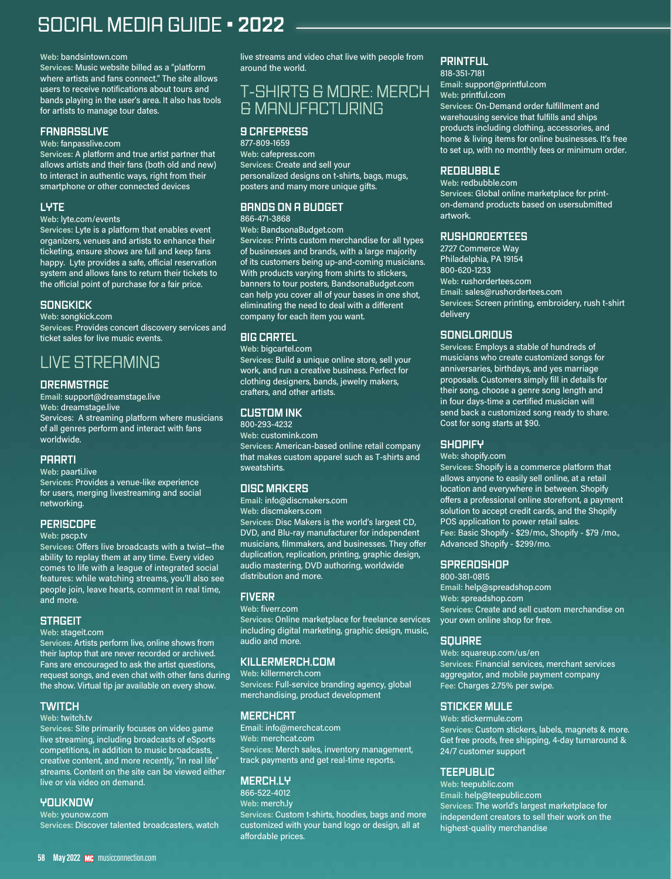Web: bandsintown.com
Services: Music website billed as a "platform where artists and fans connect." The site allows users to receive notifications about tours and bands playing in the user's area. It also has tools for artists to manage tour dates.

### FANPASSLIVE

Web: fanpasslive.com
Services: A platform and true artist partner that allows artists and their fans (both old and new) to interact in authentic ways, right from their smartphone or other connected devices

### LYTE

Web: lyte.com/events
Services: Lyte is a platform that enables event organizers, venues and artists to enhance their ticketing, ensure shows are full and keep fans happy. Lyte provides a safe, official reservation system and allows fans to return their tickets to the official point of purchase for a fair price.

### SONGKICK

Web: songkick.com
Services: Provides concert discovery services and ticket sales for live music events.

## LIVE STREAMING

### DREAMSTAGE

Email: support@dreamstage.live
Web: dreamstage.live
Services: A streaming platform where musicians of all genres perform and interact with fans worldwide.

### PAARTI

Web: paarti.live
Services: Provides a venue-like experience for users, merging livestreaming and social networking.

### PERISCOPE

Web: pscp.tv
Services: Offers live broadcasts with a twist—the ability to replay them at any time. Every video comes to life with a league of integrated social features: while watching streams, you'll also see people join, leave hearts, comment in real time, and more.

### STAGEIT

Web: stageit.com
Services: Artists perform live, online shows from their laptop that are never recorded or archived. Fans are encouraged to ask the artist questions, request songs, and even chat with other fans during the show. Virtual tip jar available on every show.

### TWITCH

Web: twitch.tv
Services: Site primarily focuses on video game live streaming, including broadcasts of eSports competitions, in addition to music broadcasts, creative content, and more recently, "in real life" streams. Content on the site can be viewed either live or via video on demand.

### YOUKNOW

Web: younow.com
Services: Discover talented broadcasters, watch live streams and video chat live with people from around the world.

## T-SHIRTS & MORE: MERCH & MANUFACTURING

### 9 CAFEPRESS

877-809-1659
Web: cafepress.com
Services: Create and sell your personalized designs on t-shirts, bags, mugs, posters and many more unique gifts.

### BANDS ON A BUDGET

866-471-3868
Web: BandsonaBudget.com
Services: Prints custom merchandise for all types of businesses and brands, with a large majority of its customers being up-and-coming musicians. With products varying from shirts to stickers, banners to tour posters, BandsonaBudget.com can help you cover all of your bases in one shot, eliminating the need to deal with a different company for each item you want.

### BIG CARTEL

Web: bigcartel.com
Services: Build a unique online store, sell your work, and run a creative business. Perfect for clothing designers, bands, jewelry makers, crafters, and other artists.

### CUSTOM INK

800-293-4232
Web: customink.com
Services: American-based online retail company that makes custom apparel such as T-shirts and sweatshirts.

### DISC MAKERS

Email: info@discmakers.com
Web: discmakers.com
Services: Disc Makers is the world's largest CD, DVD, and Blu-ray manufacturer for independent musicians, filmmakers, and businesses. They offer duplication, replication, printing, graphic design, audio mastering, DVD authoring, worldwide distribution and more.

### FIVERR

Web: fiverr.com
Services: Online marketplace for freelance services including digital marketing, graphic design, music, audio and more.

### KILLERMERCH.COM

Web: killermerch.com
Services: Full-service branding agency, global merchandising, product development

### MERCHCAT

Email: info@merchcat.com
Web: merchcat.com
Services: Merch sales, inventory management, track payments and get real-time reports.

### MERCH.LY

866-522-4012
Web: merch.ly
Services: Custom t-shirts, hoodies, bags and more customized with your band logo or design, all at affordable prices.

### PRINTFUL

818-351-7181
Email: support@printful.com
Web: printful.com
Services: On-Demand order fulfillment and warehousing service that fulfills and ships products including clothing, accessories, and home & living items for online businesses. It's free to set up, with no monthly fees or minimum order.

### REDBUBBLE

Web: redbubble.com
Services: Global online marketplace for print-on-demand products based on usersubmitted artwork.

### RUSHORDERTEES

2727 Commerce Way
Philadelphia, PA 19154
800-620-1233
Web: rushordertees.com
Email: sales@rushordertees.com
Services: Screen printing, embroidery, rush t-shirt delivery

### SONGLORIOUS

Services: Employs a stable of hundreds of musicians who create customized songs for anniversaries, birthdays, and yes marriage proposals. Customers simply fill in details for their song, choose a genre song length and in four days-time a certified musician will send back a customized song ready to share. Cost for song starts at $90.

### SHOPIFY

Web: shopify.com
Services: Shopify is a commerce platform that allows anyone to easily sell online, at a retail location and everywhere in between. Shopify offers a professional online storefront, a payment solution to accept credit cards, and the Shopify POS application to power retail sales.
Fee: Basic Shopify - $29/mo., Shopify - $79 /mo., Advanced Shopify - $299/mo.

### SPREADSHOP

800-381-0815
Email: help@spreadshop.com
Web: spreadshop.com
Services: Create and sell custom merchandise on your own online shop for free.

### SQUARE

Web: squareup.com/us/en
Services: Financial services, merchant services aggregator, and mobile payment company
Fee: Charges 2.75% per swipe.

### STICKER MULE

Web: stickermule.com
Services: Custom stickers, labels, magnets & more. Get free proofs, free shipping, 4-day turnaround & 24/7 customer support

### TEEPUBLIC

Web: teepublic.com
Email: help@teepublic.com
Services: The world's largest marketplace for independent creators to sell their work on the highest-quality merchandise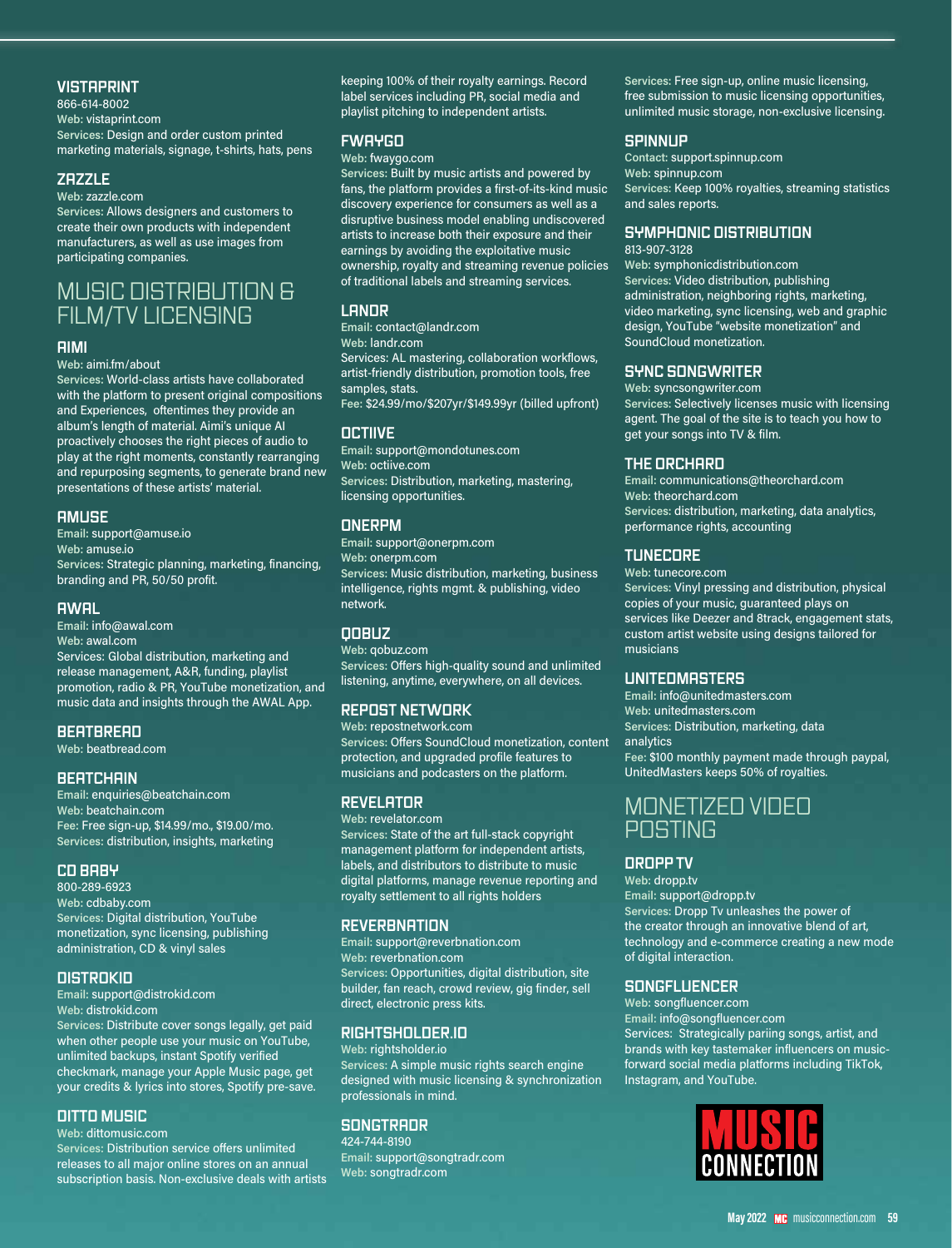### VISTAPRINT
866-614-8002
**Web:** vistaprint.com
**Services:** Design and order custom printed marketing materials, signage, t-shirts, hats, pens

### ZAZZLE
**Web:** zazzle.com
**Services:** Allows designers and customers to create their own products with independent manufacturers, as well as use images from participating companies.

## MUSIC DISTRIBUTION & FILM/TV LICENSING

### AIMI
**Web:** aimi.fm/about
**Services:** World-class artists have collaborated with the platform to present original compositions and Experiences, oftentimes they provide an album's length of material. Aimi's unique AI proactively chooses the right pieces of audio to play at the right moments, constantly rearranging and repurposing segments, to generate brand new presentations of these artists' material.

### AMUSE
**Email:** support@amuse.io
**Web:** amuse.io
**Services:** Strategic planning, marketing, financing, branding and PR, 50/50 profit.

### AWAL
**Email:** info@awal.com
**Web:** awal.com
Services: Global distribution, marketing and release management, A&R, funding, playlist promotion, radio & PR, YouTube monetization, and music data and insights through the AWAL App.

### BEATBREAD
**Web:** beatbread.com

### BEATCHAIN
**Email:** enquiries@beatchain.com
**Web:** beatchain.com
**Fee:** Free sign-up, $14.99/mo., $19.00/mo.
**Services:** distribution, insights, marketing

### CD BABY
800-289-6923
**Web:** cdbaby.com
**Services:** Digital distribution, YouTube monetization, sync licensing, publishing administration, CD & vinyl sales

### DISTROKID
**Email:** support@distrokid.com
**Web:** distrokid.com
**Services:** Distribute cover songs legally, get paid when other people use your music on YouTube, unlimited backups, instant Spotify verified checkmark, manage your Apple Music page, get your credits & lyrics into stores, Spotify pre-save.

### DITTO MUSIC
**Web:** dittomusic.com
**Services:** Distribution service offers unlimited releases to all major online stores on an annual subscription basis. Non-exclusive deals with artists keeping 100% of their royalty earnings. Record label services including PR, social media and playlist pitching to independent artists.

### FWAYGO
**Web:** fwaygo.com
**Services:** Built by music artists and powered by fans, the platform provides a first-of-its-kind music discovery experience for consumers as well as a disruptive business model enabling undiscovered artists to increase both their exposure and their earnings by avoiding the exploitative music ownership, royalty and streaming revenue policies of traditional labels and streaming services.

### LANDR
**Email:** contact@landr.com
**Web:** landr.com
Services: AL mastering, collaboration workflows, artist-friendly distribution, promotion tools, free samples, stats.
Fee: $24.99/mo/$207yr/$149.99yr (billed upfront)

### OCTIIVE
**Email:** support@mondotunes.com
**Web:** octiive.com
**Services:** Distribution, marketing, mastering, licensing opportunities.

### ONERPM
**Email:** support@onerpm.com
**Web:** onerpm.com
**Services:** Music distribution, marketing, business intelligence, rights mgmt. & publishing, video network.

### QOBUZ
**Web:** qobuz.com
**Services:** Offers high-quality sound and unlimited listening, anytime, everywhere, on all devices.

### REPOST NETWORK
**Web:** repostnetwork.com
**Services:** Offers SoundCloud monetization, content protection, and upgraded profile features to musicians and podcasters on the platform.

### REVELATOR
**Web:** revelator.com
**Services:** State of the art full-stack copyright management platform for independent artists, labels, and distributors to distribute to music digital platforms, manage revenue reporting and royalty settlement to all rights holders

### REVERBNATION
**Email:** support@reverbnation.com
**Web:** reverbnation.com
**Services:** Opportunities, digital distribution, site builder, fan reach, crowd review, gig finder, sell direct, electronic press kits.

### RIGHTSHOLDER.IO
**Web:** rightsholder.io
**Services:** A simple music rights search engine designed with music licensing & synchronization professionals in mind.

### SONGTRADR
424-744-8190
**Email:** support@songtradr.com
**Web:** songtradr.com
**Services:** Free sign-up, online music licensing, free submission to music licensing opportunities, unlimited music storage, non-exclusive licensing.

### SPINNUP
**Contact:** support.spinnup.com
**Web:** spinnup.com
**Services:** Keep 100% royalties, streaming statistics and sales reports.

### SYMPHONIC DISTRIBUTION
813-907-3128
**Web:** symphonicdistribution.com
**Services:** Video distribution, publishing administration, neighboring rights, marketing, video marketing, sync licensing, web and graphic design, YouTube "website monetization" and SoundCloud monetization.

### SYNC SONGWRITER
**Web:** syncsongwriter.com
**Services:** Selectively licenses music with licensing agent. The goal of the site is to teach you how to get your songs into TV & film.

### THE ORCHARD
**Email:** communications@theorchard.com
**Web:** theorchard.com
**Services:** distribution, marketing, data analytics, performance rights, accounting

### TUNECORE
**Web:** tunecore.com
**Services:** Vinyl pressing and distribution, physical copies of your music, guaranteed plays on services like Deezer and 8track, engagement stats, custom artist website using designs tailored for musicians

### UNITEDMASTERS
**Email:** info@unitedmasters.com
**Web:** unitedmasters.com
**Services:** Distribution, marketing, data analytics
**Fee:** $100 monthly payment made through paypal, UnitedMasters keeps 50% of royalties.

## MONETIZED VIDEO POSTING

### DROPP TV
**Web:** dropp.tv
**Email:** support@dropp.tv
**Services:** Dropp Tv unleashes the power of the creator through an innovative blend of art, technology and e-commerce creating a new mode of digital interaction.

### SONGFLUENCER
**Web:** songfluencer.com
**Email:** info@songfluencer.com
Services: Strategically pariing songs, artist, and brands with key tastemaker influencers on music-forward social media platforms including TikTok, Instagram, and YouTube.